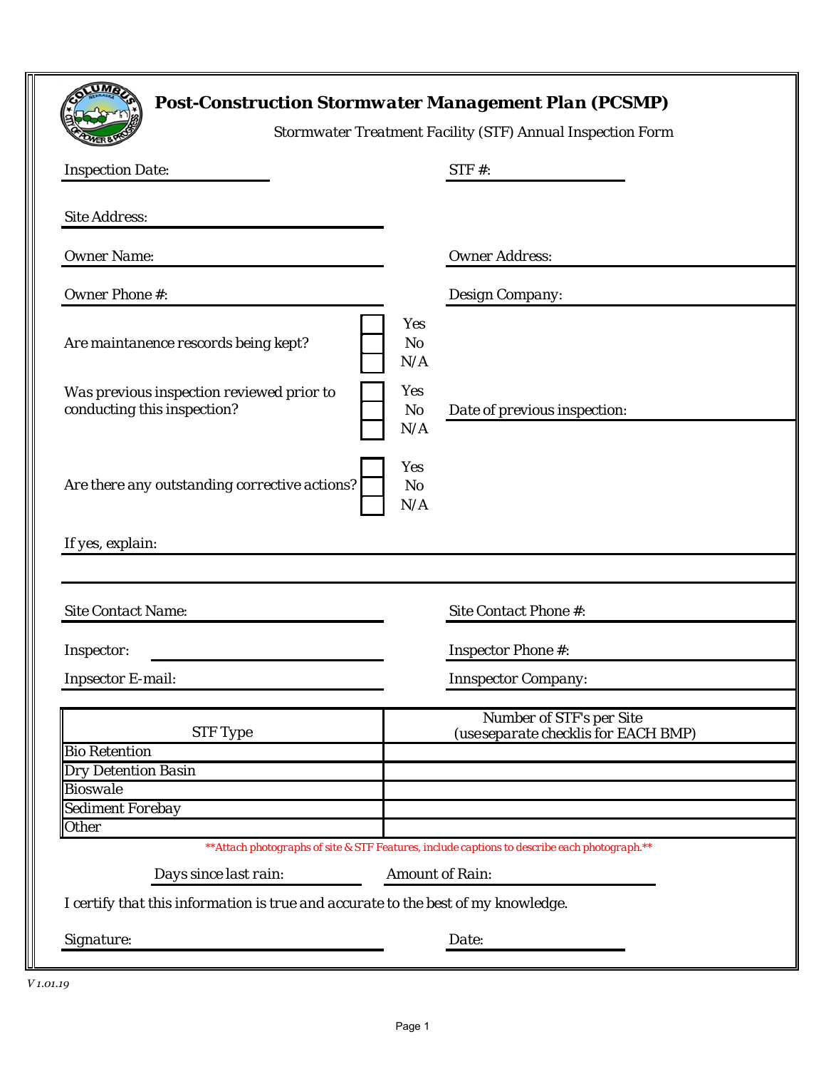# Post-Construction Stormwater Management Plan (PCSMP)

Stormwater Treatment Facility (STF) Annual Inspection Form

Inspection Date: ______________________ STF #: ______________________

Site Address: ______________________

Owner Name: ______________________ Owner Address: ______________________

Owner Phone #: ______________________ Design Company: ______________________

Are maintanence rescords being kept?
- [ ] Yes
- [ ] No
- [ ] N/A

Was previous inspection reviewed prior to conducting this inspection?
- [ ] Yes
- [ ] No
- [ ] N/A

Date of previous inspection: ______________________

Are there any outstanding corrective actions?
- [ ] Yes
- [ ] No
- [ ] N/A

If yes, explain: ______________________

______________________

Site Contact Name: ______________________ Site Contact Phone #: ______________________

Inspector: ______________________ Inspector Phone #: ______________________

Inpsector E-mail: ______________________ Innspector Company: ______________________

| STF Type | Number of STF's per Site (useseparate checklis for EACH BMP) |
|---|---|
| Bio Retention | |
| Dry Detention Basin | |
| Bioswale | |
| Sediment Forebay | |
| Other | |

*\*\*Attach photographs of site & STF Features, include captions to describe each photograph.\*\**

Days since last rain: ______________________ Amount of Rain: ______________________

I certify that this information is true and accurate to the best of my knowledge.

Signature: ______________________ Date: ______________________

*V 1.01.19*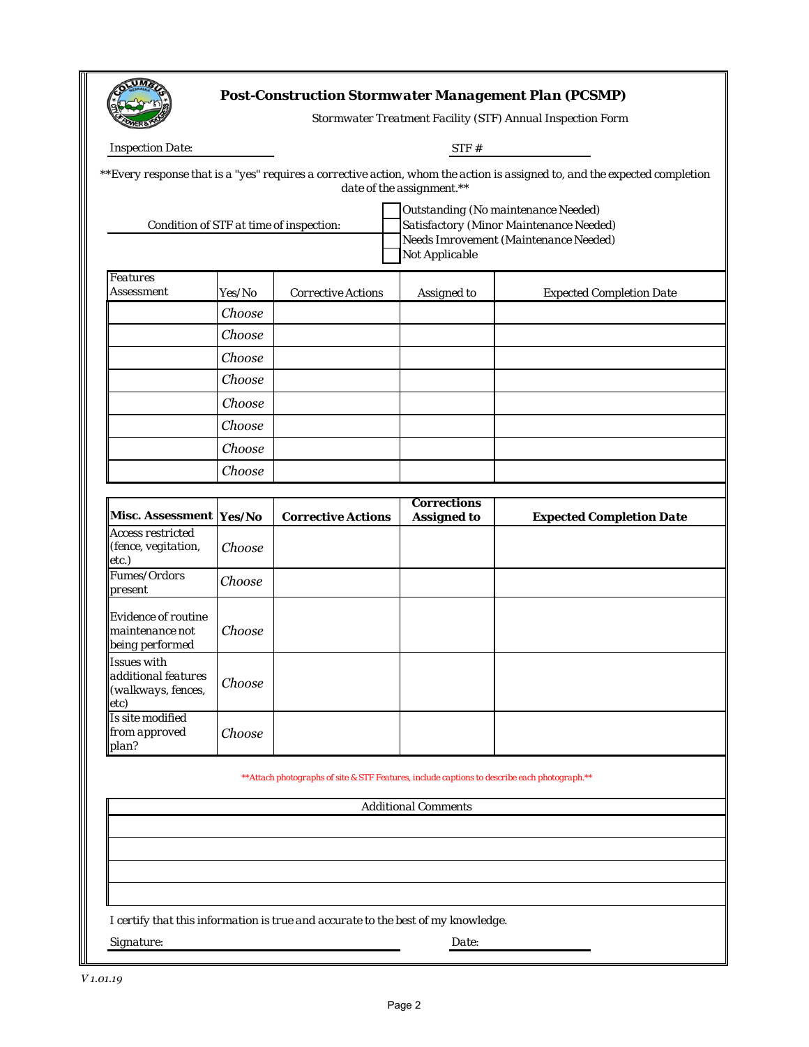# Post-Construction Stormwater Management Plan (PCSMP)

*Stormwater Treatment Facility (STF) Annual Inspection Form*

Inspection Date: ____________________ STF # ____________________

***Every response that is a "yes" requires a corrective action, whom the action is assigned to, and the expected completion date of the assignment.***

Condition of STF at time of inspection:

- ☐ Outstanding (No maintenance Needed)
- ☐ Satisfactory (Minor Maintenance Needed)
- ☐ Needs Imrovement (Maintenance Needed)
- ☐ Not Applicable

| Features Assessment | Yes/No | Corrective Actions | Assigned to | Expected Completion Date |
|---|---|---|---|---|
| | *Choose* | | | |
| | *Choose* | | | |
| | *Choose* | | | |
| | *Choose* | | | |
| | *Choose* | | | |
| | *Choose* | | | |
| | *Choose* | | | |
| | *Choose* | | | |

| **Misc. Assessment** | **Yes/No** | **Corrective Actions** | **Corrections Assigned to** | **Expected Completion Date** |
|---|---|---|---|---|
| Access restricted (fence, vegitation, etc.) | *Choose* | | | |
| Fumes/Orders present | *Choose* | | | |
| Evidence of routine maintenance not being performed | *Choose* | | | |
| Issues with additional features (walkways, fences, etc) | *Choose* | | | |
| Is site modified from approved plan? | *Choose* | | | |

***Attach photographs of site & STF Features, include captions to describe each photograph.***

| Additional Comments |
|---|
| |
| |
| |
| |

*I certify that this information is true and accurate to the best of my knowledge.*

Signature: ______________________________ Date: ____________________

*V 1.01.19*